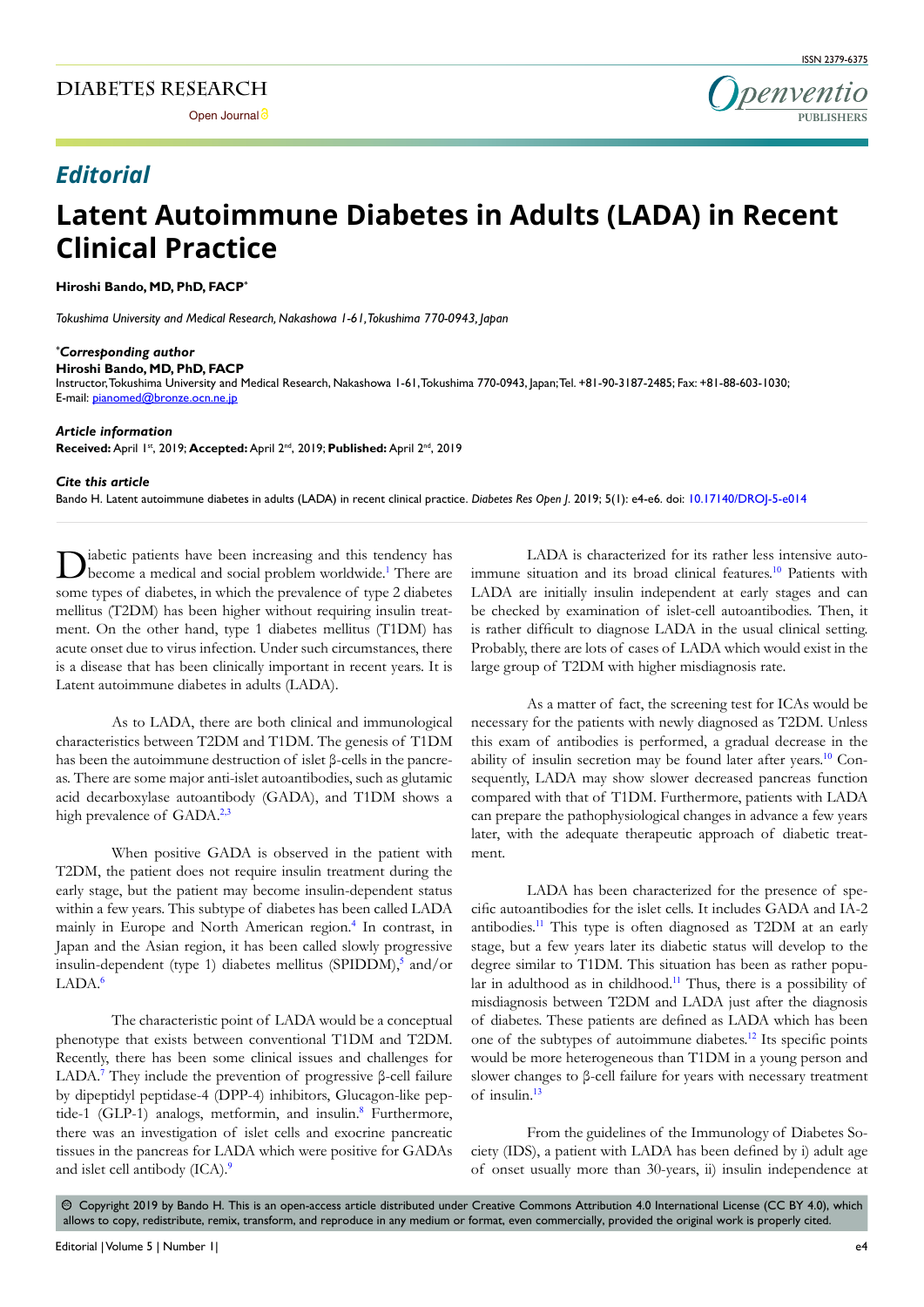DIABETES RESEARCH

Open Journal

ISSN 2379-6375

*Editorial*

# Latent Autoimmune Diabetes in Adults (LADA) in Recent Clinical Practice

**Hiroshi Bando, MD, PhD, FACP***

*Tokushima University and Medical Research, Nakashowa 1-61, Tokushima 770-0943, Japan*

***Corresponding author***
**Hiroshi Bando, MD, PhD, FACP**
Instructor, Tokushima University and Medical Research, Nakashowa 1-61, Tokushima 770-0943, Japan; Tel. +81-90-3187-2485; Fax: +81-88-603-1030; E-mail: pianomed@bronze.ocn.ne.jp

***Article information***
**Received:** April 1st, 2019; **Accepted:** April 2nd, 2019; **Published:** April 2nd, 2019

***Cite this article***
Bando H. Latent autoimmune diabetes in adults (LADA) in recent clinical practice. *Diabetes Res Open J*. 2019; 5(1): e4-e6. doi: 10.17140/DROJ-5-e014

Diabetic patients have been increasing and this tendency has become a medical and social problem worldwide.[1] There are some types of diabetes, in which the prevalence of type 2 diabetes mellitus (T2DM) has been higher without requiring insulin treatment. On the other hand, type 1 diabetes mellitus (T1DM) has acute onset due to virus infection. Under such circumstances, there is a disease that has been clinically important in recent years. It is Latent autoimmune diabetes in adults (LADA).

As to LADA, there are both clinical and immunological characteristics between T2DM and T1DM. The genesis of T1DM has been the autoimmune destruction of islet β-cells in the pancreas. There are some major anti-islet autoantibodies, such as glutamic acid decarboxylase autoantibody (GADA), and T1DM shows a high prevalence of GADA.[2,3]

When positive GADA is observed in the patient with T2DM, the patient does not require insulin treatment during the early stage, but the patient may become insulin-dependent status within a few years. This subtype of diabetes has been called LADA mainly in Europe and North American region.[4] In contrast, in Japan and the Asian region, it has been called slowly progressive insulin-dependent (type 1) diabetes mellitus (SPIDDM),[5] and/or LADA.[6]

The characteristic point of LADA would be a conceptual phenotype that exists between conventional T1DM and T2DM. Recently, there has been some clinical issues and challenges for LADA.[7] They include the prevention of progressive β-cell failure by dipeptidyl peptidase-4 (DPP-4) inhibitors, Glucagon-like peptide-1 (GLP-1) analogs, metformin, and insulin.[8] Furthermore, there was an investigation of islet cells and exocrine pancreatic tissues in the pancreas for LADA which were positive for GADAs and islet cell antibody (ICA).[9]

LADA is characterized for its rather less intensive autoimmune situation and its broad clinical features.[10] Patients with LADA are initially insulin independent at early stages and can be checked by examination of islet-cell autoantibodies. Then, it is rather difficult to diagnose LADA in the usual clinical setting. Probably, there are lots of cases of LADA which would exist in the large group of T2DM with higher misdiagnosis rate.

As a matter of fact, the screening test for ICAs would be necessary for the patients with newly diagnosed as T2DM. Unless this exam of antibodies is performed, a gradual decrease in the ability of insulin secretion may be found later after years.[10] Consequently, LADA may show slower decreased pancreas function compared with that of T1DM. Furthermore, patients with LADA can prepare the pathophysiological changes in advance a few years later, with the adequate therapeutic approach of diabetic treatment.

LADA has been characterized for the presence of specific autoantibodies for the islet cells. It includes GADA and IA-2 antibodies.[11] This type is often diagnosed as T2DM at an early stage, but a few years later its diabetic status will develop to the degree similar to T1DM. This situation has been as rather popular in adulthood as in childhood.[11] Thus, there is a possibility of misdiagnosis between T2DM and LADA just after the diagnosis of diabetes. These patients are defined as LADA which has been one of the subtypes of autoimmune diabetes.[12] Its specific points would be more heterogeneous than T1DM in a young person and slower changes to β-cell failure for years with necessary treatment of insulin.[13]

From the guidelines of the Immunology of Diabetes Society (IDS), a patient with LADA has been defined by i) adult age of onset usually more than 30-years, ii) insulin independence at

© Copyright 2019 by Bando H. This is an open-access article distributed under Creative Commons Attribution 4.0 International License (CC BY 4.0), which allows to copy, redistribute, remix, transform, and reproduce in any medium or format, even commercially, provided the original work is properly cited.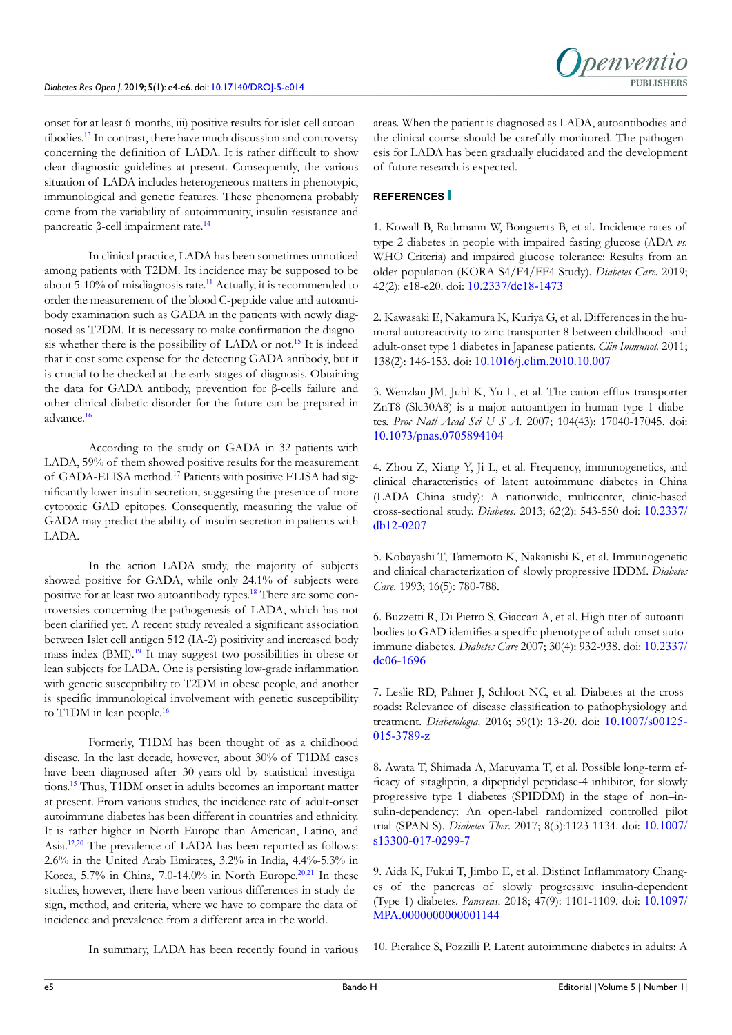onset for at least 6-months, iii) positive results for islet-cell autoantibodies.[13] In contrast, there have much discussion and controversy concerning the definition of LADA. It is rather difficult to show clear diagnostic guidelines at present. Consequently, the various situation of LADA includes heterogeneous matters in phenotypic, immunological and genetic features. These phenomena probably come from the variability of autoimmunity, insulin resistance and pancreatic β-cell impairment rate.[14]

In clinical practice, LADA has been sometimes unnoticed among patients with T2DM. Its incidence may be supposed to be about 5-10% of misdiagnosis rate.[11] Actually, it is recommended to order the measurement of the blood C-peptide value and autoantibody examination such as GADA in the patients with newly diagnosed as T2DM. It is necessary to make confirmation the diagnosis whether there is the possibility of LADA or not.[15] It is indeed that it cost some expense for the detecting GADA antibody, but it is crucial to be checked at the early stages of diagnosis. Obtaining the data for GADA antibody, prevention for β-cells failure and other clinical diabetic disorder for the future can be prepared in advance.[16]

According to the study on GADA in 32 patients with LADA, 59% of them showed positive results for the measurement of GADA-ELISA method.[17] Patients with positive ELISA had significantly lower insulin secretion, suggesting the presence of more cytotoxic GAD epitopes. Consequently, measuring the value of GADA may predict the ability of insulin secretion in patients with LADA.

In the action LADA study, the majority of subjects showed positive for GADA, while only 24.1% of subjects were positive for at least two autoantibody types.[18] There are some controversies concerning the pathogenesis of LADA, which has not been clarified yet. A recent study revealed a significant association between Islet cell antigen 512 (IA-2) positivity and increased body mass index (BMI).[19] It may suggest two possibilities in obese or lean subjects for LADA. One is persisting low-grade inflammation with genetic susceptibility to T2DM in obese people, and another is specific immunological involvement with genetic susceptibility to T1DM in lean people.[16]

Formerly, T1DM has been thought of as a childhood disease. In the last decade, however, about 30% of T1DM cases have been diagnosed after 30-years-old by statistical investigations.[15] Thus, T1DM onset in adults becomes an important matter at present. From various studies, the incidence rate of adult-onset autoimmune diabetes has been different in countries and ethnicity. It is rather higher in North Europe than American, Latino, and Asia.[12,20] The prevalence of LADA has been reported as follows: 2.6% in the United Arab Emirates, 3.2% in India, 4.4%-5.3% in Korea, 5.7% in China, 7.0-14.0% in North Europe.[20,21] In these studies, however, there have been various differences in study design, method, and criteria, where we have to compare the data of incidence and prevalence from a different area in the world.

In summary, LADA has been recently found in various areas. When the patient is diagnosed as LADA, autoantibodies and the clinical course should be carefully monitored. The pathogenesis for LADA has been gradually elucidated and the development of future research is expected.

## REFERENCES

1. Kowall B, Rathmann W, Bongaerts B, et al. Incidence rates of type 2 diabetes in people with impaired fasting glucose (ADA *vs.* WHO Criteria) and impaired glucose tolerance: Results from an older population (KORA S4/F4/FF4 Study). *Diabetes Care.* 2019; 42(2): e18-e20. doi: 10.2337/dc18-1473

2. Kawasaki E, Nakamura K, Kuriya G, et al. Differences in the humoral autoreactivity to zinc transporter 8 between childhood- and adult-onset type 1 diabetes in Japanese patients. *Clin Immunol.* 2011; 138(2): 146-153. doi: 10.1016/j.clim.2010.10.007

3. Wenzlau JM, Juhl K, Yu L, et al. The cation efflux transporter ZnT8 (Slc30A8) is a major autoantigen in human type 1 diabetes. *Proc Natl Acad Sci U S A.* 2007; 104(43): 17040-17045. doi: 10.1073/pnas.0705894104

4. Zhou Z, Xiang Y, Ji L, et al. Frequency, immunogenetics, and clinical characteristics of latent autoimmune diabetes in China (LADA China study): A nationwide, multicenter, clinic-based cross-sectional study. *Diabetes*. 2013; 62(2): 543-550 doi: 10.2337/db12-0207

5. Kobayashi T, Tamemoto K, Nakanishi K, et al. Immunogenetic and clinical characterization of slowly progressive IDDM. *Diabetes Care*. 1993; 16(5): 780-788.

6. Buzzetti R, Di Pietro S, Giaccari A, et al. High titer of autoantibodies to GAD identifies a specific phenotype of adult-onset autoimmune diabetes. *Diabetes Care* 2007; 30(4): 932-938. doi: 10.2337/dc06-1696

7. Leslie RD, Palmer J, Schloot NC, et al. Diabetes at the crossroads: Relevance of disease classification to pathophysiology and treatment. *Diabetologia*. 2016; 59(1): 13-20. doi: 10.1007/s00125-015-3789-z

8. Awata T, Shimada A, Maruyama T, et al. Possible long-term efficacy of sitagliptin, a dipeptidyl peptidase-4 inhibitor, for slowly progressive type 1 diabetes (SPIDDM) in the stage of non–insulin-dependency: An open-label randomized controlled pilot trial (SPAN-S). *Diabetes Ther*. 2017; 8(5):1123-1134. doi: 10.1007/s13300-017-0299-7

9. Aida K, Fukui T, Jimbo E, et al. Distinct Inflammatory Changes of the pancreas of slowly progressive insulin-dependent (Type 1) diabetes. *Pancreas*. 2018; 47(9): 1101-1109. doi: 10.1097/MPA.0000000000001144

10. Pieralice S, Pozzilli P. Latent autoimmune diabetes in adults: A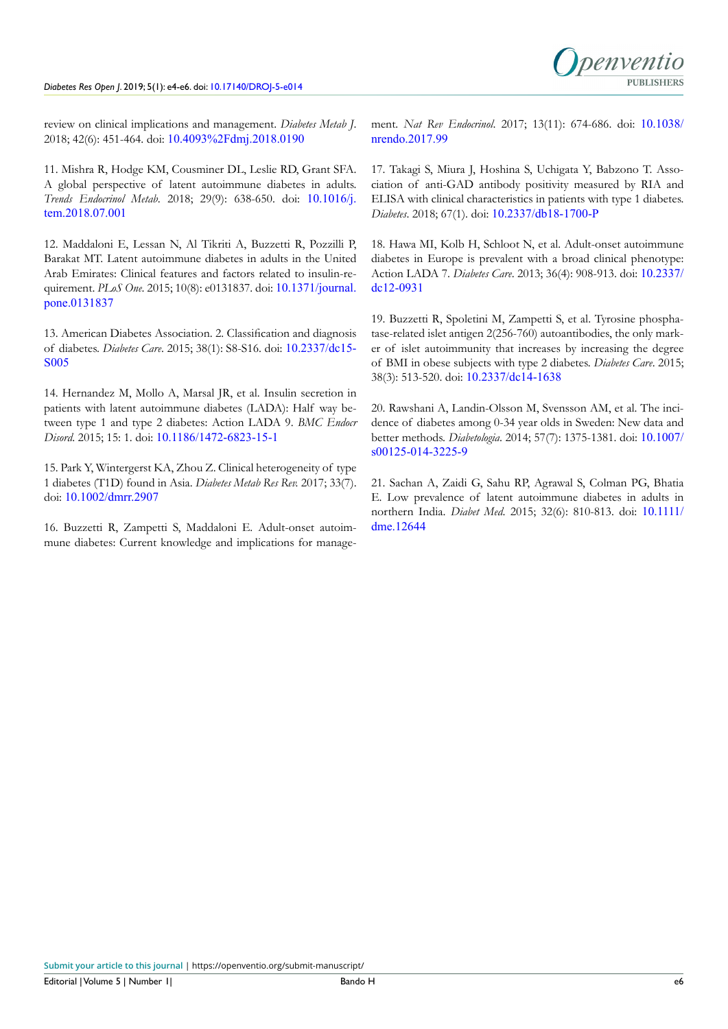review on clinical implications and management. *Diabetes Metab J*. 2018; 42(6): 451-464. doi: 10.4093%2Fdmj.2018.0190

11. Mishra R, Hodge KM, Cousminer DL, Leslie RD, Grant SFA. A global perspective of latent autoimmune diabetes in adults. *Trends Endocrinol Metab*. 2018; 29(9): 638-650. doi: 10.1016/j.tem.2018.07.001

12. Maddaloni E, Lessan N, Al Tikriti A, Buzzetti R, Pozzilli P, Barakat MT. Latent autoimmune diabetes in adults in the United Arab Emirates: Clinical features and factors related to insulin-requirement. *PLoS One*. 2015; 10(8): e0131837. doi: 10.1371/journal.pone.0131837

13. American Diabetes Association. 2. Classification and diagnosis of diabetes. *Diabetes Care*. 2015; 38(1): S8-S16. doi: 10.2337/dc15-S005

14. Hernandez M, Mollo A, Marsal JR, et al. Insulin secretion in patients with latent autoimmune diabetes (LADA): Half way between type 1 and type 2 diabetes: Action LADA 9. *BMC Endocr Disord*. 2015; 15: 1. doi: 10.1186/1472-6823-15-1

15. Park Y, Wintergerst KA, Zhou Z. Clinical heterogeneity of type 1 diabetes (T1D) found in Asia. *Diabetes Metab Res Rev*. 2017; 33(7). doi: 10.1002/dmrr.2907

16. Buzzetti R, Zampetti S, Maddaloni E. Adult-onset autoimmune diabetes: Current knowledge and implications for management. *Nat Rev Endocrinol*. 2017; 13(11): 674-686. doi: 10.1038/nrendo.2017.99

17. Takagi S, Miura J, Hoshina S, Uchigata Y, Babzono T. Association of anti-GAD antibody positivity measured by RIA and ELISA with clinical characteristics in patients with type 1 diabetes. *Diabetes*. 2018; 67(1). doi: 10.2337/db18-1700-P

18. Hawa MI, Kolb H, Schloot N, et al. Adult-onset autoimmune diabetes in Europe is prevalent with a broad clinical phenotype: Action LADA 7. *Diabetes Care*. 2013; 36(4): 908-913. doi: 10.2337/dc12-0931

19. Buzzetti R, Spoletini M, Zampetti S, et al. Tyrosine phosphatase-related islet antigen 2(256-760) autoantibodies, the only marker of islet autoimmunity that increases by increasing the degree of BMI in obese subjects with type 2 diabetes. *Diabetes Care*. 2015; 38(3): 513-520. doi: 10.2337/dc14-1638

20. Rawshani A, Landin-Olsson M, Svensson AM, et al. The incidence of diabetes among 0-34 year olds in Sweden: New data and better methods. *Diabetologia*. 2014; 57(7): 1375-1381. doi: 10.1007/s00125-014-3225-9

21. Sachan A, Zaidi G, Sahu RP, Agrawal S, Colman PG, Bhatia E. Low prevalence of latent autoimmune diabetes in adults in northern India. *Diabet Med*. 2015; 32(6): 810-813. doi: 10.1111/dme.12644